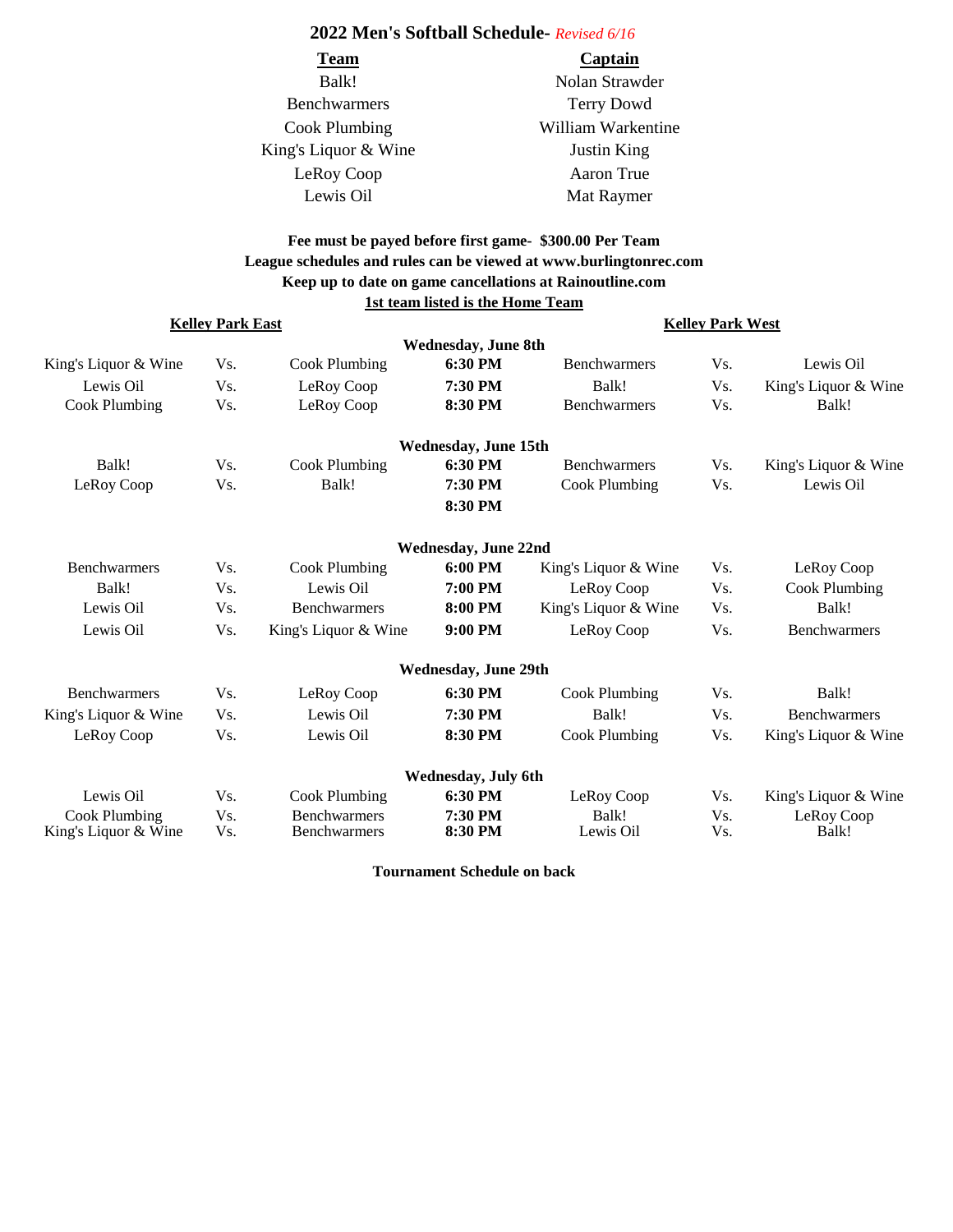# 2022 Men's Softball Schedule- *Revised 6/16*

| **Team** | **Captain** |
|---|---|
| Balk! | Nolan Strawder |
| Benchwarmers | Terry Dowd |
| Cook Plumbing | William Warkentine |
| King's Liquor & Wine | Justin King |
| LeRoy Coop | Aaron True |
| Lewis Oil | Mat Raymer |

**Fee must be payed before first game- $300.00 Per Team**
**League schedules and rules can be viewed at www.burlingtonrec.com**
**Keep up to date on game cancellations at Rainoutline.com**
**1st team listed is the Home Team**

| **Kelley Park East** | | | | | **Kelley Park West** | |
|---|---|---|---|---|---|---|
| | | | **Wednesday, June 8th** | | | |
| King's Liquor & Wine | Vs. | Cook Plumbing | **6:30 PM** | Benchwarmers | Vs. | Lewis Oil |
| Lewis Oil | Vs. | LeRoy Coop | **7:30 PM** | Balk! | Vs. | King's Liquor & Wine |
| Cook Plumbing | Vs. | LeRoy Coop | **8:30 PM** | Benchwarmers | Vs. | Balk! |
| | | | **Wednesday, June 15th** | | | |
| Balk! | Vs. | Cook Plumbing | **6:30 PM** | Benchwarmers | Vs. | King's Liquor & Wine |
| LeRoy Coop | Vs. | Balk! | **7:30 PM** | Cook Plumbing | Vs. | Lewis Oil |
| | | | **8:30 PM** | | | |
| | | | **Wednesday, June 22nd** | | | |
| Benchwarmers | Vs. | Cook Plumbing | **6:00 PM** | King's Liquor & Wine | Vs. | LeRoy Coop |
| Balk! | Vs. | Lewis Oil | **7:00 PM** | LeRoy Coop | Vs. | Cook Plumbing |
| Lewis Oil | Vs. | Benchwarmers | **8:00 PM** | King's Liquor & Wine | Vs. | Balk! |
| Lewis Oil | Vs. | King's Liquor & Wine | **9:00 PM** | LeRoy Coop | Vs. | Benchwarmers |
| | | | **Wednesday, June 29th** | | | |
| Benchwarmers | Vs. | LeRoy Coop | **6:30 PM** | Cook Plumbing | Vs. | Balk! |
| King's Liquor & Wine | Vs. | Lewis Oil | **7:30 PM** | Balk! | Vs. | Benchwarmers |
| LeRoy Coop | Vs. | Lewis Oil | **8:30 PM** | Cook Plumbing | Vs. | King's Liquor & Wine |
| | | | **Wednesday, July 6th** | | | |
| Lewis Oil | Vs. | Cook Plumbing | **6:30 PM** | LeRoy Coop | Vs. | King's Liquor & Wine |
| Cook Plumbing | Vs. | Benchwarmers | **7:30 PM** | Balk! | Vs. | LeRoy Coop |
| King's Liquor & Wine | Vs. | Benchwarmers | **8:30 PM** | Lewis Oil | Vs. | Balk! |

**Tournament Schedule on back**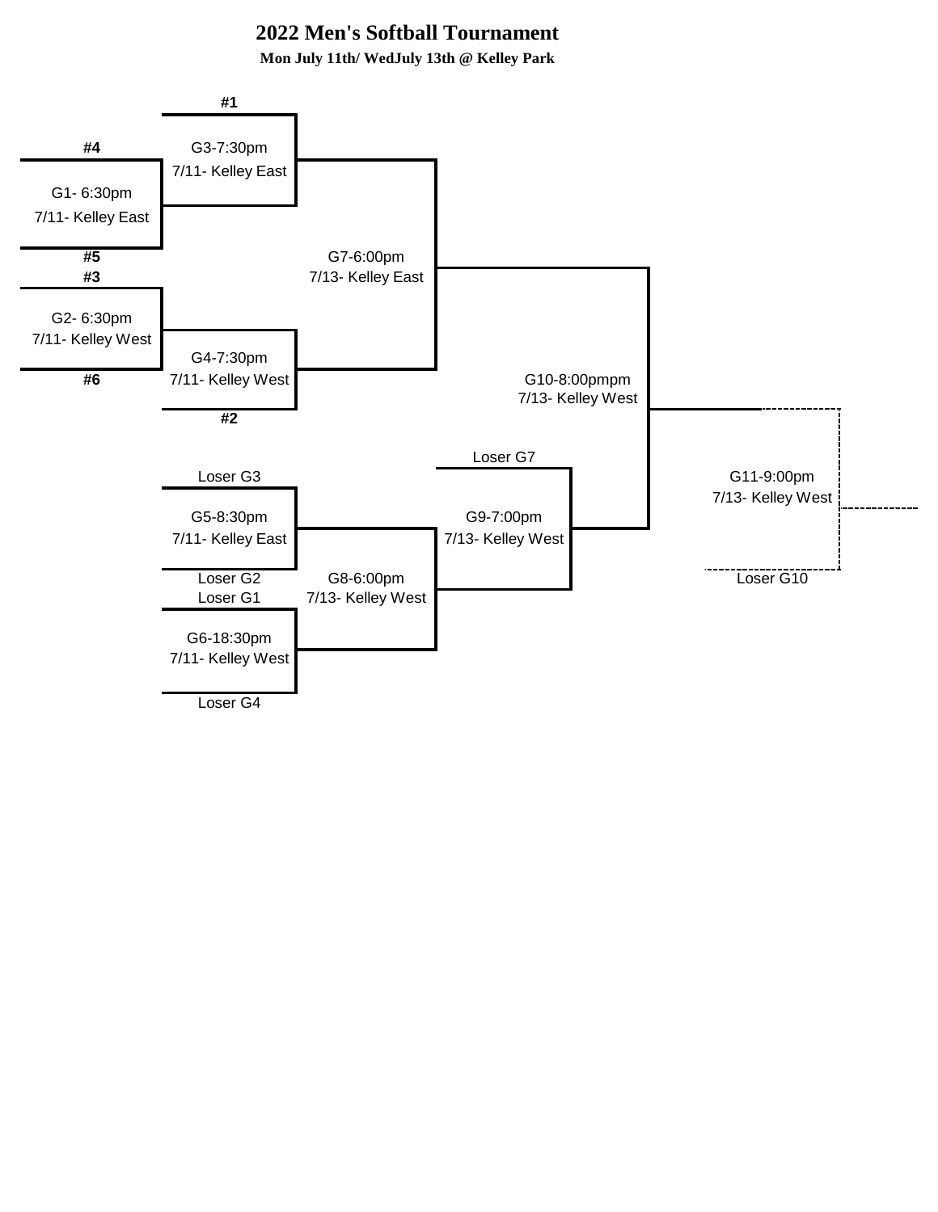# 2022 Men's Softball Tournament

**Mon July 11th/ WedJuly 13th @ Kelley Park**

#1

#4

G3-7:30pm
7/11- Kelley East

G1- 6:30pm
7/11- Kelley East

#5

#3

G7-6:00pm
7/13- Kelley East

G2- 6:30pm
7/11- Kelley West

G4-7:30pm
7/11- Kelley West

#6

#2

G10-8:00pmpm
7/13- Kelley West

Loser G7

Loser G3

G11-9:00pm
7/13- Kelley West

G5-8:30pm
7/11- Kelley East

G9-7:00pm
7/13- Kelley West

Loser G2

G8-6:00pm
7/13- Kelley West

Loser G10

Loser G1

G6-18:30pm
7/11- Kelley West

Loser G4